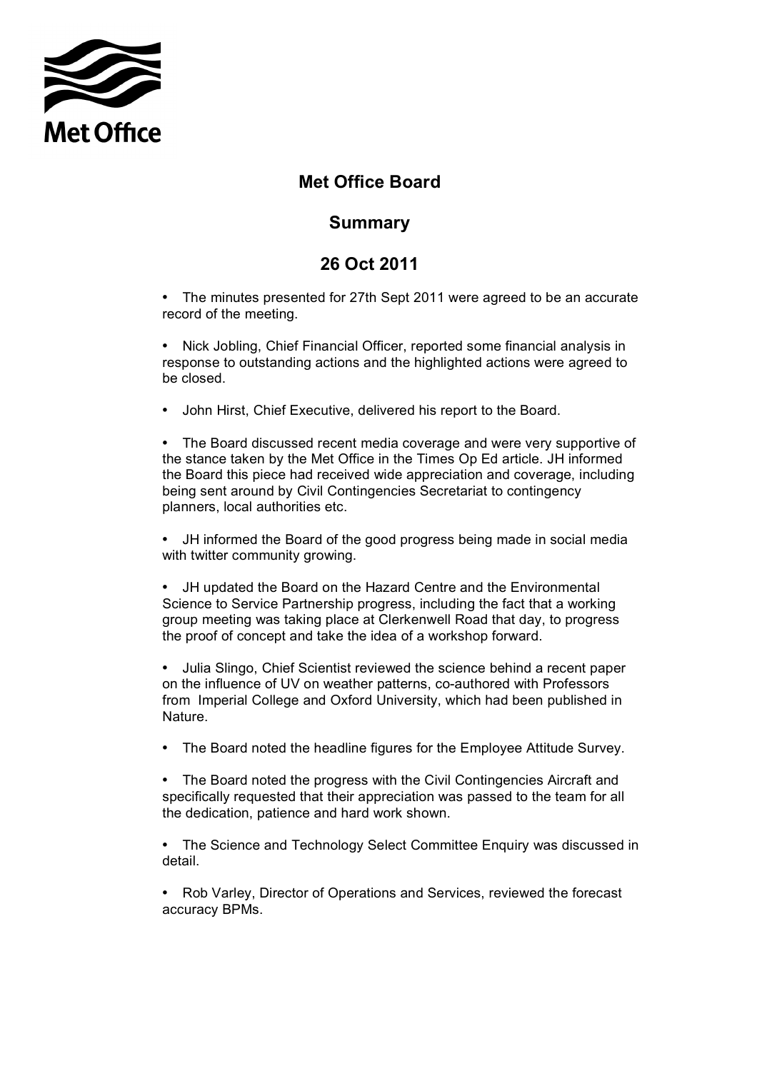Met Office

# Met Office Board

## Summary

## 26 Oct 2011

- The minutes presented for 27th Sept 2011 were agreed to be an accurate record of the meeting.

- Nick Jobling, Chief Financial Officer, reported some financial analysis in response to outstanding actions and the highlighted actions were agreed to be closed.

- John Hirst, Chief Executive, delivered his report to the Board.

- The Board discussed recent media coverage and were very supportive of the stance taken by the Met Office in the Times Op Ed article. JH informed the Board this piece had received wide appreciation and coverage, including being sent around by Civil Contingencies Secretariat to contingency planners, local authorities etc.

- JH informed the Board of the good progress being made in social media with twitter community growing.

- JH updated the Board on the Hazard Centre and the Environmental Science to Service Partnership progress, including the fact that a working group meeting was taking place at Clerkenwell Road that day, to progress the proof of concept and take the idea of a workshop forward.

- Julia Slingo, Chief Scientist reviewed the science behind a recent paper on the influence of UV on weather patterns, co-authored with Professors from Imperial College and Oxford University, which had been published in Nature.

- The Board noted the headline figures for the Employee Attitude Survey.

- The Board noted the progress with the Civil Contingencies Aircraft and specifically requested that their appreciation was passed to the team for all the dedication, patience and hard work shown.

- The Science and Technology Select Committee Enquiry was discussed in detail.

- Rob Varley, Director of Operations and Services, reviewed the forecast accuracy BPMs.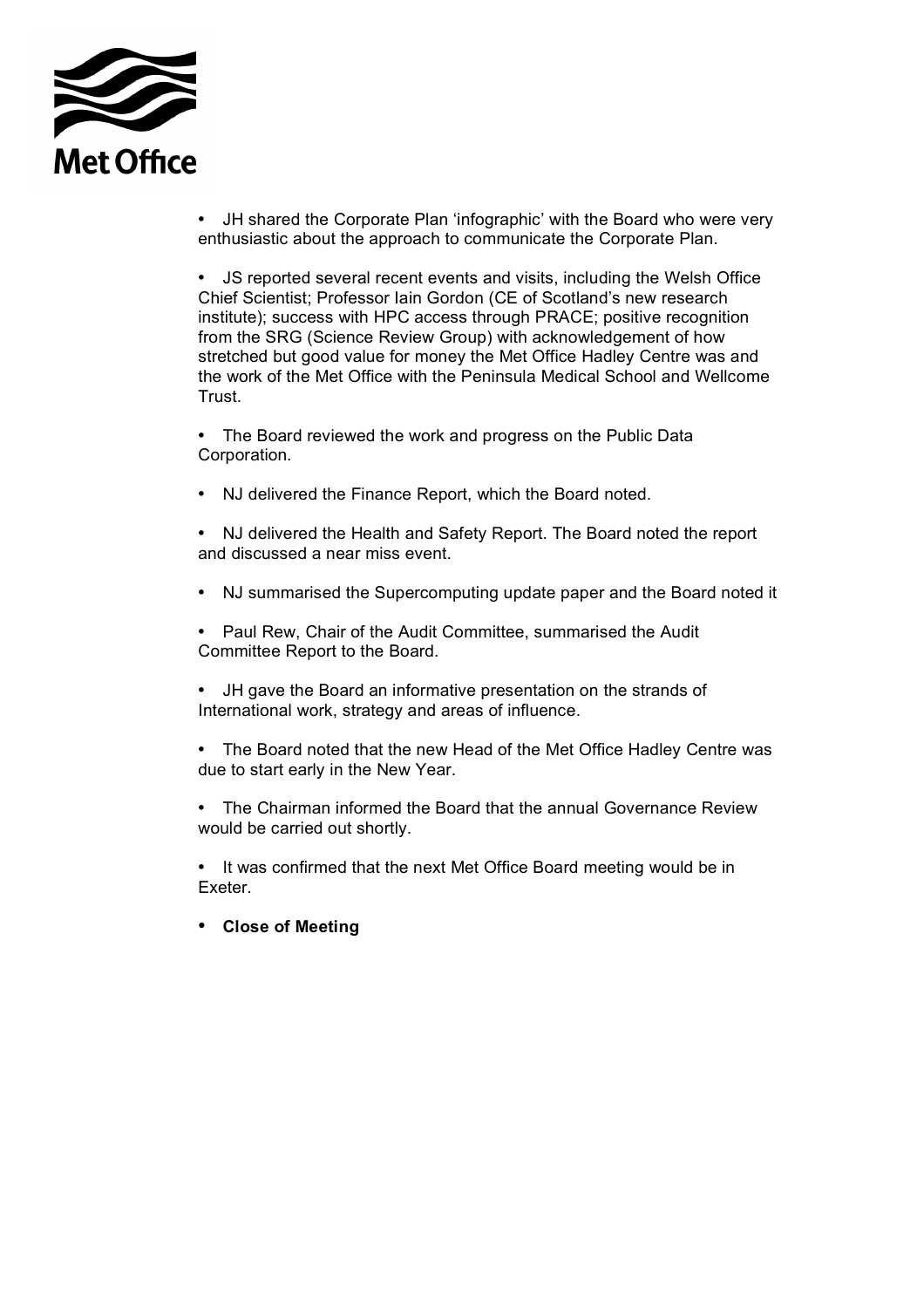- JH shared the Corporate Plan 'infographic' with the Board who were very enthusiastic about the approach to communicate the Corporate Plan.

- JS reported several recent events and visits, including the Welsh Office Chief Scientist; Professor Iain Gordon (CE of Scotland's new research institute); success with HPC access through PRACE; positive recognition from the SRG (Science Review Group) with acknowledgement of how stretched but good value for money the Met Office Hadley Centre was and the work of the Met Office with the Peninsula Medical School and Wellcome Trust.

- The Board reviewed the work and progress on the Public Data Corporation.

- NJ delivered the Finance Report, which the Board noted.

- NJ delivered the Health and Safety Report. The Board noted the report and discussed a near miss event.

- NJ summarised the Supercomputing update paper and the Board noted it

- Paul Rew, Chair of the Audit Committee, summarised the Audit Committee Report to the Board.

- JH gave the Board an informative presentation on the strands of International work, strategy and areas of influence.

- The Board noted that the new Head of the Met Office Hadley Centre was due to start early in the New Year.

- The Chairman informed the Board that the annual Governance Review would be carried out shortly.

- It was confirmed that the next Met Office Board meeting would be in Exeter.

- **Close of Meeting**